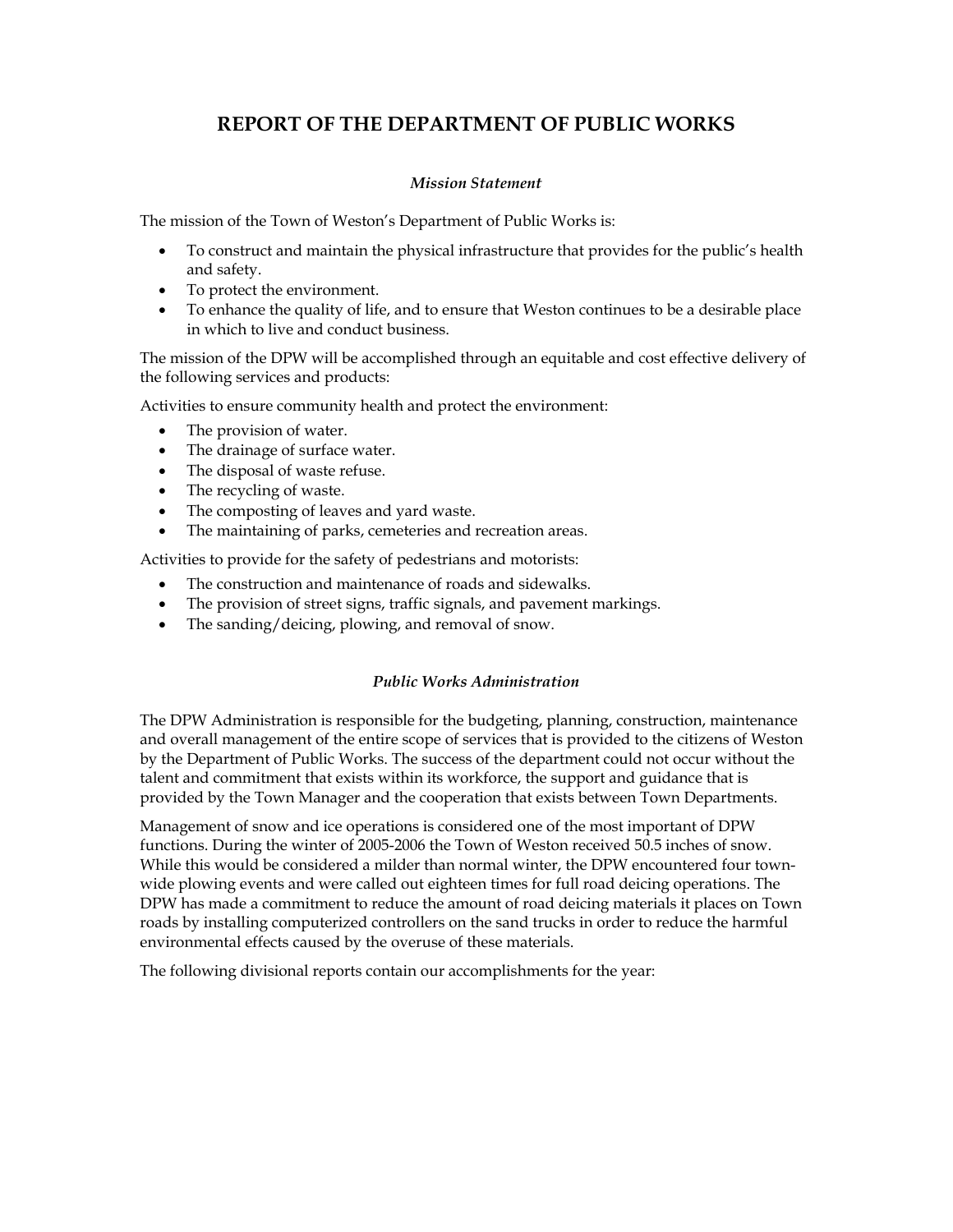# REPORT OF THE DEPARTMENT OF PUBLIC WORKS

### *Mission Statement*

The mission of the Town of Weston's Department of Public Works is:

- To construct and maintain the physical infrastructure that provides for the public's health and safety.
- To protect the environment.
- To enhance the quality of life, and to ensure that Weston continues to be a desirable place in which to live and conduct business.

The mission of the DPW will be accomplished through an equitable and cost effective delivery of the following services and products:

Activities to ensure community health and protect the environment:

- The provision of water.
- The drainage of surface water.
- The disposal of waste refuse.
- The recycling of waste.
- The composting of leaves and yard waste.
- The maintaining of parks, cemeteries and recreation areas.

Activities to provide for the safety of pedestrians and motorists:

- The construction and maintenance of roads and sidewalks.
- The provision of street signs, traffic signals, and pavement markings.
- The sanding/deicing, plowing, and removal of snow.

### *Public Works Administration*

The DPW Administration is responsible for the budgeting, planning, construction, maintenance and overall management of the entire scope of services that is provided to the citizens of Weston by the Department of Public Works. The success of the department could not occur without the talent and commitment that exists within its workforce, the support and guidance that is provided by the Town Manager and the cooperation that exists between Town Departments.

Management of snow and ice operations is considered one of the most important of DPW functions. During the winter of 2005-2006 the Town of Weston received 50.5 inches of snow. While this would be considered a milder than normal winter, the DPW encountered four town-wide plowing events and were called out eighteen times for full road deicing operations. The DPW has made a commitment to reduce the amount of road deicing materials it places on Town roads by installing computerized controllers on the sand trucks in order to reduce the harmful environmental effects caused by the overuse of these materials.

The following divisional reports contain our accomplishments for the year: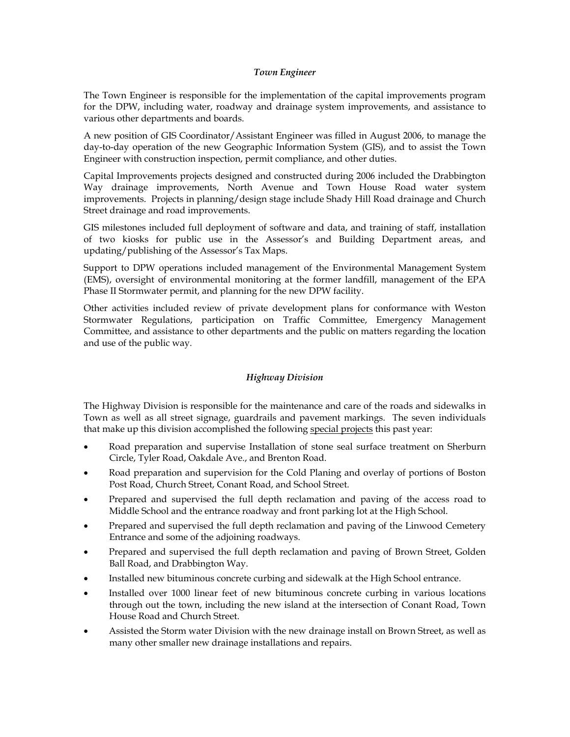### *Town Engineer*

The Town Engineer is responsible for the implementation of the capital improvements program for the DPW, including water, roadway and drainage system improvements, and assistance to various other departments and boards.

A new position of GIS Coordinator/Assistant Engineer was filled in August 2006, to manage the day-to-day operation of the new Geographic Information System (GIS), and to assist the Town Engineer with construction inspection, permit compliance, and other duties.

Capital Improvements projects designed and constructed during 2006 included the Drabbington Way drainage improvements, North Avenue and Town House Road water system improvements. Projects in planning/design stage include Shady Hill Road drainage and Church Street drainage and road improvements.

GIS milestones included full deployment of software and data, and training of staff, installation of two kiosks for public use in the Assessor's and Building Department areas, and updating/publishing of the Assessor's Tax Maps.

Support to DPW operations included management of the Environmental Management System (EMS), oversight of environmental monitoring at the former landfill, management of the EPA Phase II Stormwater permit, and planning for the new DPW facility.

Other activities included review of private development plans for conformance with Weston Stormwater Regulations, participation on Traffic Committee, Emergency Management Committee, and assistance to other departments and the public on matters regarding the location and use of the public way.

### *Highway Division*

The Highway Division is responsible for the maintenance and care of the roads and sidewalks in Town as well as all street signage, guardrails and pavement markings. The seven individuals that make up this division accomplished the following special projects this past year:

- Road preparation and supervise Installation of stone seal surface treatment on Sherburn Circle, Tyler Road, Oakdale Ave., and Brenton Road.
- Road preparation and supervision for the Cold Planing and overlay of portions of Boston Post Road, Church Street, Conant Road, and School Street.
- Prepared and supervised the full depth reclamation and paving of the access road to Middle School and the entrance roadway and front parking lot at the High School.
- Prepared and supervised the full depth reclamation and paving of the Linwood Cemetery Entrance and some of the adjoining roadways.
- Prepared and supervised the full depth reclamation and paving of Brown Street, Golden Ball Road, and Drabbington Way.
- Installed new bituminous concrete curbing and sidewalk at the High School entrance.
- Installed over 1000 linear feet of new bituminous concrete curbing in various locations through out the town, including the new island at the intersection of Conant Road, Town House Road and Church Street.
- Assisted the Storm water Division with the new drainage install on Brown Street, as well as many other smaller new drainage installations and repairs.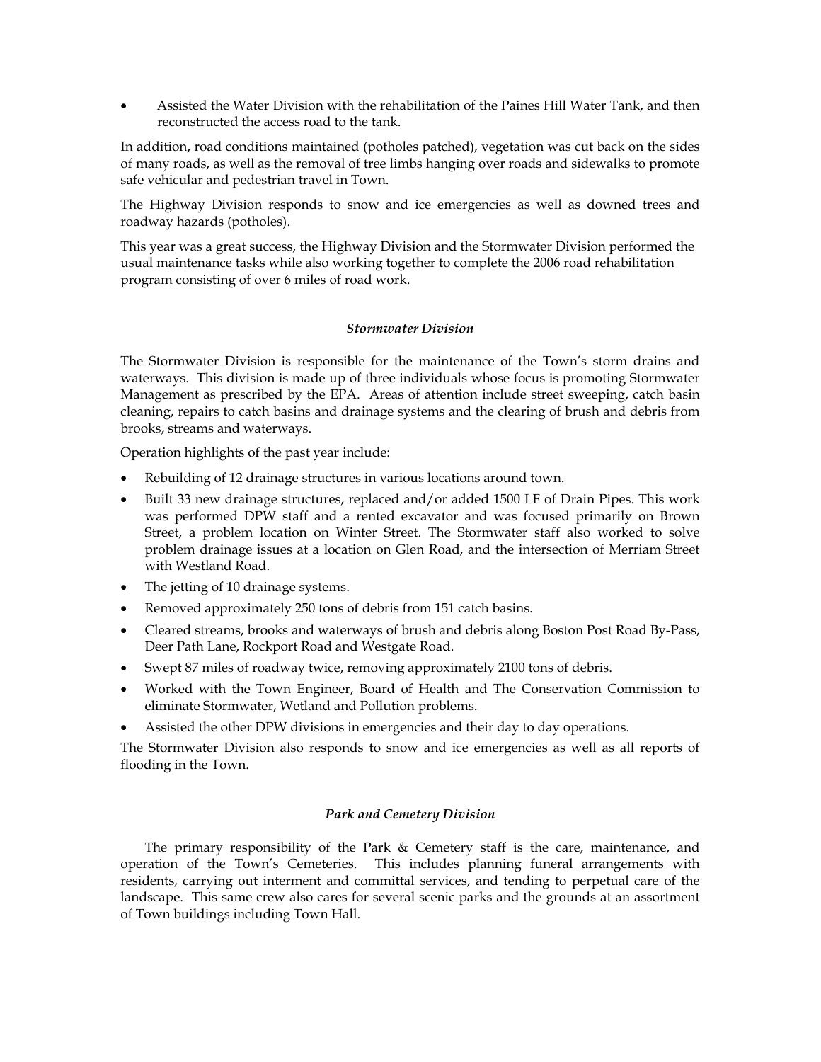- Assisted the Water Division with the rehabilitation of the Paines Hill Water Tank, and then reconstructed the access road to the tank.

In addition, road conditions maintained (potholes patched), vegetation was cut back on the sides of many roads, as well as the removal of tree limbs hanging over roads and sidewalks to promote safe vehicular and pedestrian travel in Town.

The Highway Division responds to snow and ice emergencies as well as downed trees and roadway hazards (potholes).

This year was a great success, the Highway Division and the Stormwater Division performed the usual maintenance tasks while also working together to complete the 2006 road rehabilitation program consisting of over 6 miles of road work.

### *Stormwater Division*

The Stormwater Division is responsible for the maintenance of the Town's storm drains and waterways. This division is made up of three individuals whose focus is promoting Stormwater Management as prescribed by the EPA. Areas of attention include street sweeping, catch basin cleaning, repairs to catch basins and drainage systems and the clearing of brush and debris from brooks, streams and waterways.

Operation highlights of the past year include:

- Rebuilding of 12 drainage structures in various locations around town.
- Built 33 new drainage structures, replaced and/or added 1500 LF of Drain Pipes. This work was performed DPW staff and a rented excavator and was focused primarily on Brown Street, a problem location on Winter Street. The Stormwater staff also worked to solve problem drainage issues at a location on Glen Road, and the intersection of Merriam Street with Westland Road.
- The jetting of 10 drainage systems.
- Removed approximately 250 tons of debris from 151 catch basins.
- Cleared streams, brooks and waterways of brush and debris along Boston Post Road By-Pass, Deer Path Lane, Rockport Road and Westgate Road.
- Swept 87 miles of roadway twice, removing approximately 2100 tons of debris.
- Worked with the Town Engineer, Board of Health and The Conservation Commission to eliminate Stormwater, Wetland and Pollution problems.
- Assisted the other DPW divisions in emergencies and their day to day operations.

The Stormwater Division also responds to snow and ice emergencies as well as all reports of flooding in the Town.

### *Park and Cemetery Division*

The primary responsibility of the Park & Cemetery staff is the care, maintenance, and operation of the Town's Cemeteries. This includes planning funeral arrangements with residents, carrying out interment and committal services, and tending to perpetual care of the landscape. This same crew also cares for several scenic parks and the grounds at an assortment of Town buildings including Town Hall.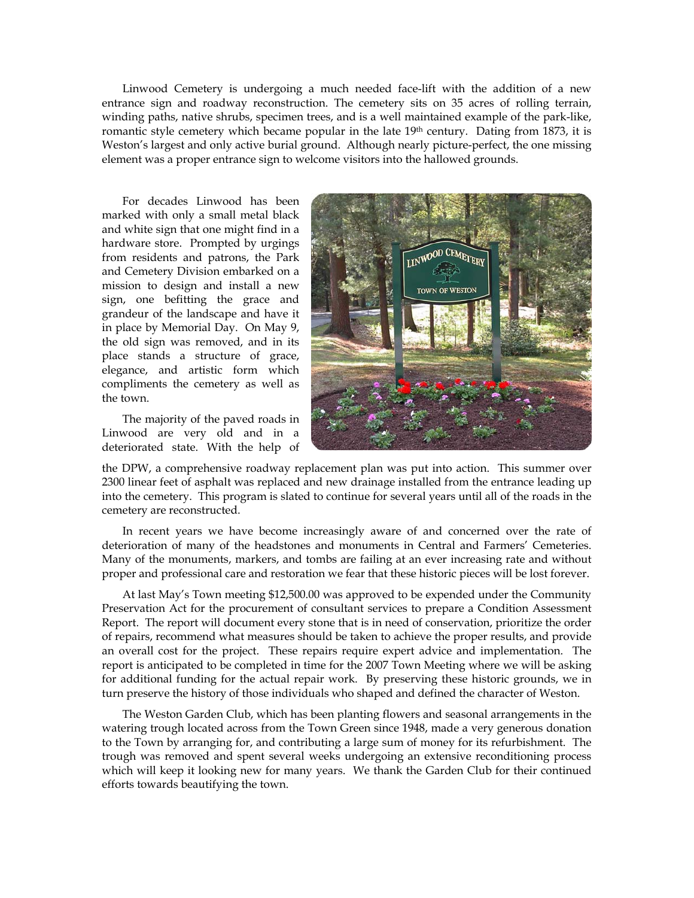Linwood Cemetery is undergoing a much needed face-lift with the addition of a new entrance sign and roadway reconstruction. The cemetery sits on 35 acres of rolling terrain, winding paths, native shrubs, specimen trees, and is a well maintained example of the park-like, romantic style cemetery which became popular in the late 19th century. Dating from 1873, it is Weston's largest and only active burial ground. Although nearly picture-perfect, the one missing element was a proper entrance sign to welcome visitors into the hallowed grounds.

For decades Linwood has been marked with only a small metal black and white sign that one might find in a hardware store. Prompted by urgings from residents and patrons, the Park and Cemetery Division embarked on a mission to design and install a new sign, one befitting the grace and grandeur of the landscape and have it in place by Memorial Day. On May 9, the old sign was removed, and in its place stands a structure of grace, elegance, and artistic form which compliments the cemetery as well as the town.

The majority of the paved roads in Linwood are very old and in a deteriorated state. With the help of the DPW, a comprehensive roadway replacement plan was put into action. This summer over 2300 linear feet of asphalt was replaced and new drainage installed from the entrance leading up into the cemetery. This program is slated to continue for several years until all of the roads in the cemetery are reconstructed.

In recent years we have become increasingly aware of and concerned over the rate of deterioration of many of the headstones and monuments in Central and Farmers' Cemeteries. Many of the monuments, markers, and tombs are failing at an ever increasing rate and without proper and professional care and restoration we fear that these historic pieces will be lost forever.

At last May's Town meeting $12,500.00 was approved to be expended under the Community Preservation Act for the procurement of consultant services to prepare a Condition Assessment Report. The report will document every stone that is in need of conservation, prioritize the order of repairs, recommend what measures should be taken to achieve the proper results, and provide an overall cost for the project. These repairs require expert advice and implementation. The report is anticipated to be completed in time for the 2007 Town Meeting where we will be asking for additional funding for the actual repair work. By preserving these historic grounds, we in turn preserve the history of those individuals who shaped and defined the character of Weston.

The Weston Garden Club, which has been planting flowers and seasonal arrangements in the watering trough located across from the Town Green since 1948, made a very generous donation to the Town by arranging for, and contributing a large sum of money for its refurbishment. The trough was removed and spent several weeks undergoing an extensive reconditioning process which will keep it looking new for many years. We thank the Garden Club for their continued efforts towards beautifying the town.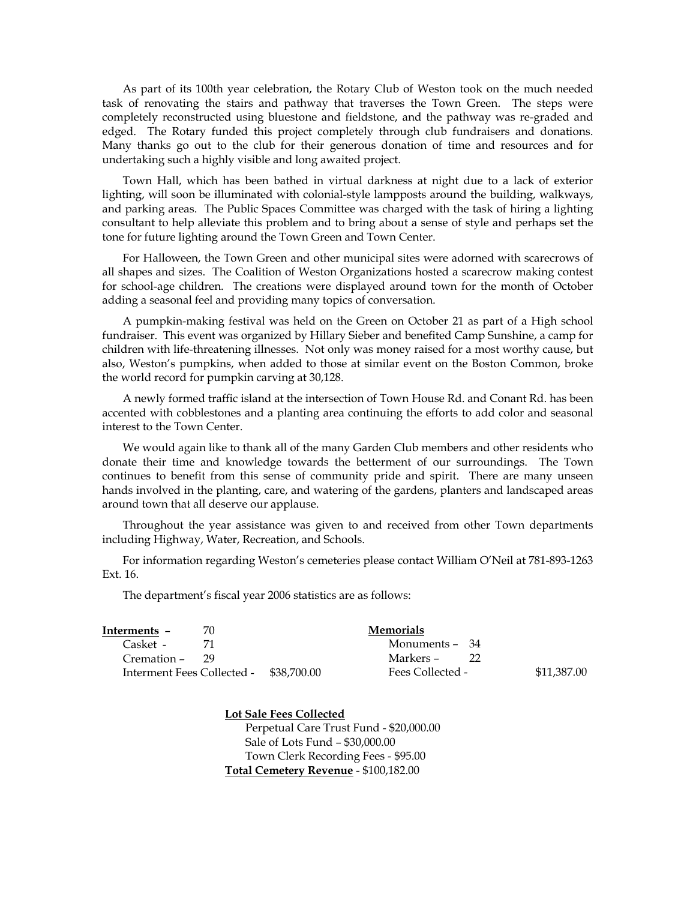As part of its 100th year celebration, the Rotary Club of Weston took on the much needed task of renovating the stairs and pathway that traverses the Town Green. The steps were completely reconstructed using bluestone and fieldstone, and the pathway was re-graded and edged. The Rotary funded this project completely through club fundraisers and donations. Many thanks go out to the club for their generous donation of time and resources and for undertaking such a highly visible and long awaited project.

Town Hall, which has been bathed in virtual darkness at night due to a lack of exterior lighting, will soon be illuminated with colonial-style lampposts around the building, walkways, and parking areas. The Public Spaces Committee was charged with the task of hiring a lighting consultant to help alleviate this problem and to bring about a sense of style and perhaps set the tone for future lighting around the Town Green and Town Center.

For Halloween, the Town Green and other municipal sites were adorned with scarecrows of all shapes and sizes. The Coalition of Weston Organizations hosted a scarecrow making contest for school-age children. The creations were displayed around town for the month of October adding a seasonal feel and providing many topics of conversation.

A pumpkin-making festival was held on the Green on October 21 as part of a High school fundraiser. This event was organized by Hillary Sieber and benefited Camp Sunshine, a camp for children with life-threatening illnesses. Not only was money raised for a most worthy cause, but also, Weston's pumpkins, when added to those at similar event on the Boston Common, broke the world record for pumpkin carving at 30,128.

A newly formed traffic island at the intersection of Town House Rd. and Conant Rd. has been accented with cobblestones and a planting area continuing the efforts to add color and seasonal interest to the Town Center.

We would again like to thank all of the many Garden Club members and other residents who donate their time and knowledge towards the betterment of our surroundings. The Town continues to benefit from this sense of community pride and spirit. There are many unseen hands involved in the planting, care, and watering of the gardens, planters and landscaped areas around town that all deserve our applause.

Throughout the year assistance was given to and received from other Town departments including Highway, Water, Recreation, and Schools.

For information regarding Weston's cemeteries please contact William O'Neil at 781-893-1263 Ext. 16.

The department's fiscal year 2006 statistics are as follows:

**Interments** – 70
- Casket - 71
- Cremation – 29
- Interment Fees Collected - $38,700.00

**Memorials**
- Monuments – 34
- Markers – 22
- Fees Collected - $11,387.00

**Lot Sale Fees Collected**
- Perpetual Care Trust Fund - $20,000.00
- Sale of Lots Fund – $30,000.00
- Town Clerk Recording Fees - $95.00

**Total Cemetery Revenue** - $100,182.00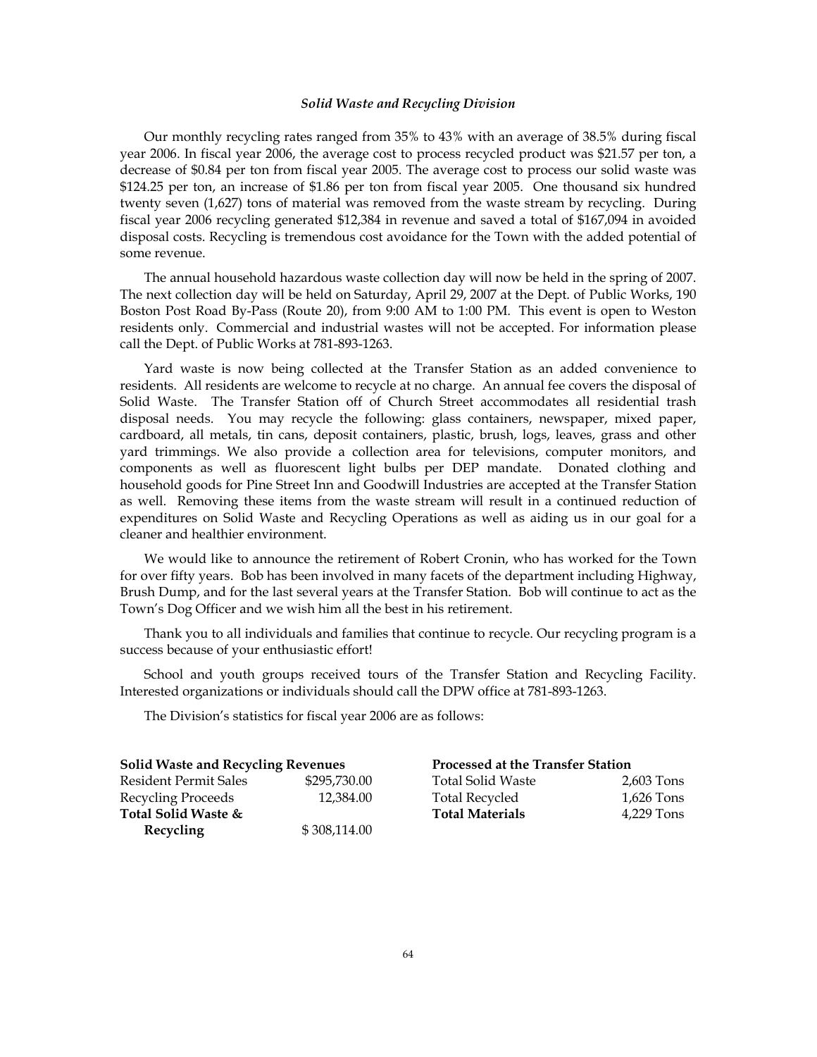### *Solid Waste and Recycling Division*

Our monthly recycling rates ranged from 35% to 43% with an average of 38.5% during fiscal year 2006. In fiscal year 2006, the average cost to process recycled product was $21.57 per ton, a decrease of $0.84 per ton from fiscal year 2005. The average cost to process our solid waste was $124.25 per ton, an increase of $1.86 per ton from fiscal year 2005. One thousand six hundred twenty seven (1,627) tons of material was removed from the waste stream by recycling. During fiscal year 2006 recycling generated $12,384 in revenue and saved a total of $167,094 in avoided disposal costs. Recycling is tremendous cost avoidance for the Town with the added potential of some revenue.

The annual household hazardous waste collection day will now be held in the spring of 2007. The next collection day will be held on Saturday, April 29, 2007 at the Dept. of Public Works, 190 Boston Post Road By-Pass (Route 20), from 9:00 AM to 1:00 PM. This event is open to Weston residents only. Commercial and industrial wastes will not be accepted. For information please call the Dept. of Public Works at 781-893-1263.

Yard waste is now being collected at the Transfer Station as an added convenience to residents. All residents are welcome to recycle at no charge. An annual fee covers the disposal of Solid Waste. The Transfer Station off of Church Street accommodates all residential trash disposal needs. You may recycle the following: glass containers, newspaper, mixed paper, cardboard, all metals, tin cans, deposit containers, plastic, brush, logs, leaves, grass and other yard trimmings. We also provide a collection area for televisions, computer monitors, and components as well as fluorescent light bulbs per DEP mandate. Donated clothing and household goods for Pine Street Inn and Goodwill Industries are accepted at the Transfer Station as well. Removing these items from the waste stream will result in a continued reduction of expenditures on Solid Waste and Recycling Operations as well as aiding us in our goal for a cleaner and healthier environment.

We would like to announce the retirement of Robert Cronin, who has worked for the Town for over fifty years. Bob has been involved in many facets of the department including Highway, Brush Dump, and for the last several years at the Transfer Station. Bob will continue to act as the Town's Dog Officer and we wish him all the best in his retirement.

Thank you to all individuals and families that continue to recycle. Our recycling program is a success because of your enthusiastic effort!

School and youth groups received tours of the Transfer Station and Recycling Facility. Interested organizations or individuals should call the DPW office at 781-893-1263.

The Division's statistics for fiscal year 2006 are as follows:

| **Solid Waste and Recycling Revenues** | |
|---|---|
| Resident Permit Sales | $295,730.00 |
| Recycling Proceeds | 12,384.00 |
| **Total Solid Waste & Recycling** | $ 308,114.00 |

| **Processed at the Transfer Station** | |
|---|---|
| Total Solid Waste | 2,603 Tons |
| Total Recycled | 1,626 Tons |
| **Total Materials** | 4,229 Tons |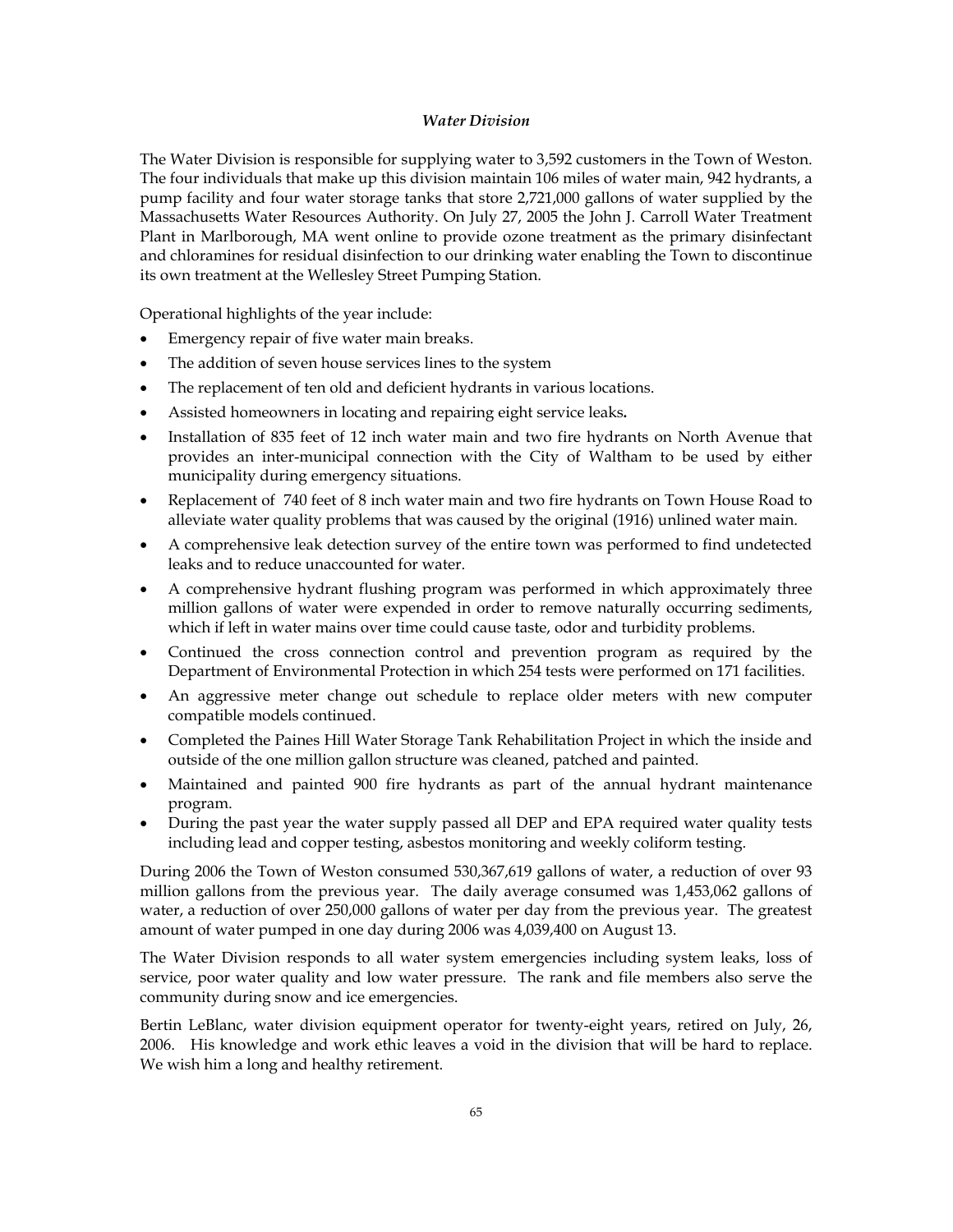*Water Division*

The Water Division is responsible for supplying water to 3,592 customers in the Town of Weston. The four individuals that make up this division maintain 106 miles of water main, 942 hydrants, a pump facility and four water storage tanks that store 2,721,000 gallons of water supplied by the Massachusetts Water Resources Authority. On July 27, 2005 the John J. Carroll Water Treatment Plant in Marlborough, MA went online to provide ozone treatment as the primary disinfectant and chloramines for residual disinfection to our drinking water enabling the Town to discontinue its own treatment at the Wellesley Street Pumping Station.

Operational highlights of the year include:

- Emergency repair of five water main breaks.
- The addition of seven house services lines to the system
- The replacement of ten old and deficient hydrants in various locations.
- Assisted homeowners in locating and repairing eight service leaks**.**
- Installation of 835 feet of 12 inch water main and two fire hydrants on North Avenue that provides an inter-municipal connection with the City of Waltham to be used by either municipality during emergency situations.
- Replacement of 740 feet of 8 inch water main and two fire hydrants on Town House Road to alleviate water quality problems that was caused by the original (1916) unlined water main.
- A comprehensive leak detection survey of the entire town was performed to find undetected leaks and to reduce unaccounted for water.
- A comprehensive hydrant flushing program was performed in which approximately three million gallons of water were expended in order to remove naturally occurring sediments, which if left in water mains over time could cause taste, odor and turbidity problems.
- Continued the cross connection control and prevention program as required by the Department of Environmental Protection in which 254 tests were performed on 171 facilities.
- An aggressive meter change out schedule to replace older meters with new computer compatible models continued.
- Completed the Paines Hill Water Storage Tank Rehabilitation Project in which the inside and outside of the one million gallon structure was cleaned, patched and painted.
- Maintained and painted 900 fire hydrants as part of the annual hydrant maintenance program.
- During the past year the water supply passed all DEP and EPA required water quality tests including lead and copper testing, asbestos monitoring and weekly coliform testing.

During 2006 the Town of Weston consumed 530,367,619 gallons of water, a reduction of over 93 million gallons from the previous year. The daily average consumed was 1,453,062 gallons of water, a reduction of over 250,000 gallons of water per day from the previous year. The greatest amount of water pumped in one day during 2006 was 4,039,400 on August 13.

The Water Division responds to all water system emergencies including system leaks, loss of service, poor water quality and low water pressure. The rank and file members also serve the community during snow and ice emergencies.

Bertin LeBlanc, water division equipment operator for twenty-eight years, retired on July, 26, 2006. His knowledge and work ethic leaves a void in the division that will be hard to replace. We wish him a long and healthy retirement.